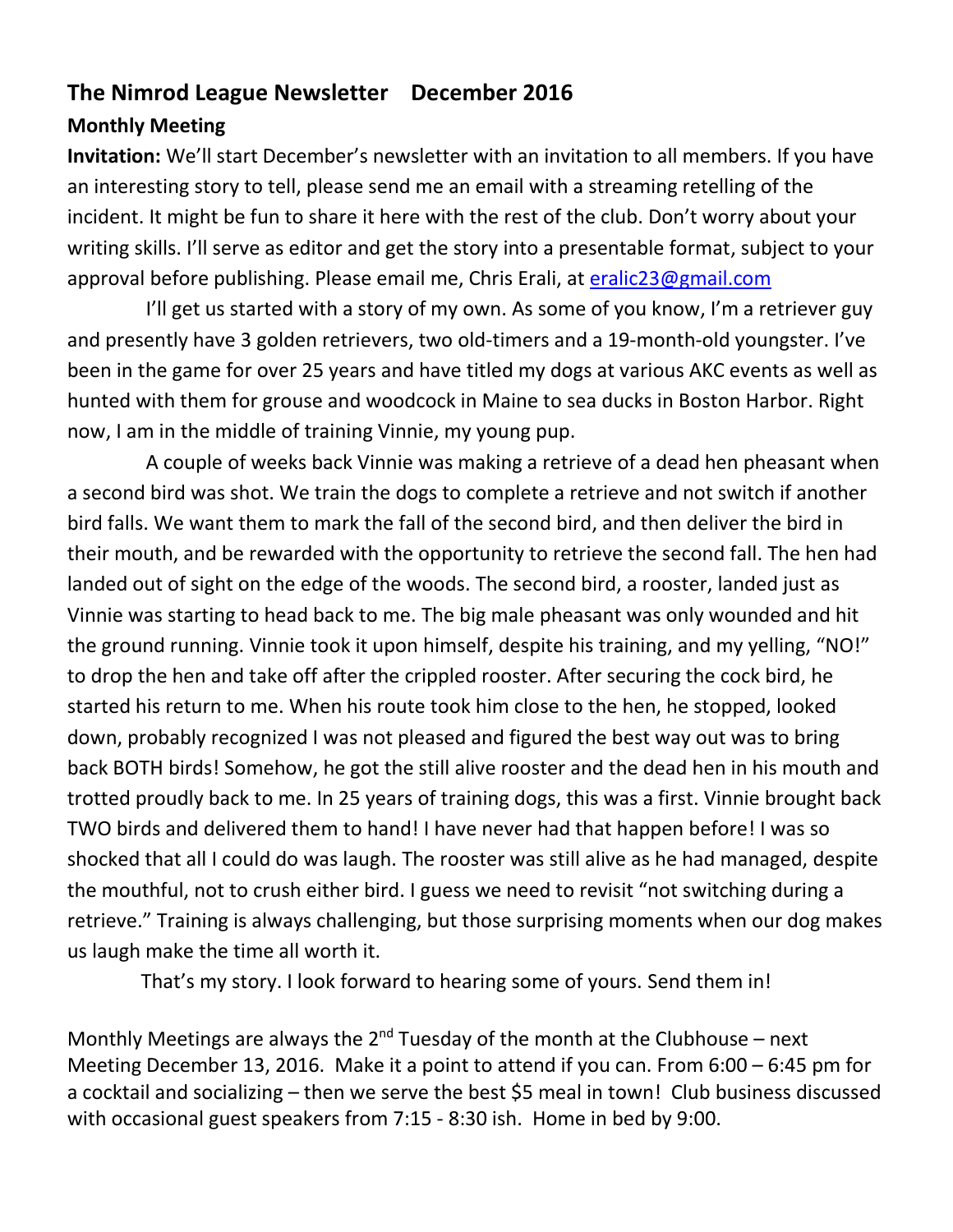## The Nimrod League Newsletter    December 2016

### Monthly Meeting

**Invitation:** We'll start December's newsletter with an invitation to all members. If you have an interesting story to tell, please send me an email with a streaming retelling of the incident. It might be fun to share it here with the rest of the club. Don't worry about your writing skills. I'll serve as editor and get the story into a presentable format, subject to your approval before publishing. Please email me, Chris Erali, at eralic23@gmail.com

I'll get us started with a story of my own. As some of you know, I'm a retriever guy and presently have 3 golden retrievers, two old-timers and a 19-month-old youngster. I've been in the game for over 25 years and have titled my dogs at various AKC events as well as hunted with them for grouse and woodcock in Maine to sea ducks in Boston Harbor. Right now, I am in the middle of training Vinnie, my young pup.

A couple of weeks back Vinnie was making a retrieve of a dead hen pheasant when a second bird was shot. We train the dogs to complete a retrieve and not switch if another bird falls. We want them to mark the fall of the second bird, and then deliver the bird in their mouth, and be rewarded with the opportunity to retrieve the second fall. The hen had landed out of sight on the edge of the woods. The second bird, a rooster, landed just as Vinnie was starting to head back to me. The big male pheasant was only wounded and hit the ground running. Vinnie took it upon himself, despite his training, and my yelling, "NO!" to drop the hen and take off after the crippled rooster. After securing the cock bird, he started his return to me. When his route took him close to the hen, he stopped, looked down, probably recognized I was not pleased and figured the best way out was to bring back BOTH birds! Somehow, he got the still alive rooster and the dead hen in his mouth and trotted proudly back to me. In 25 years of training dogs, this was a first. Vinnie brought back TWO birds and delivered them to hand! I have never had that happen before! I was so shocked that all I could do was laugh. The rooster was still alive as he had managed, despite the mouthful, not to crush either bird. I guess we need to revisit "not switching during a retrieve." Training is always challenging, but those surprising moments when our dog makes us laugh make the time all worth it.

That's my story. I look forward to hearing some of yours. Send them in!

Monthly Meetings are always the 2nd Tuesday of the month at the Clubhouse – next Meeting December 13, 2016. Make it a point to attend if you can. From 6:00 – 6:45 pm for a cocktail and socializing – then we serve the best $5 meal in town! Club business discussed with occasional guest speakers from 7:15 - 8:30 ish. Home in bed by 9:00.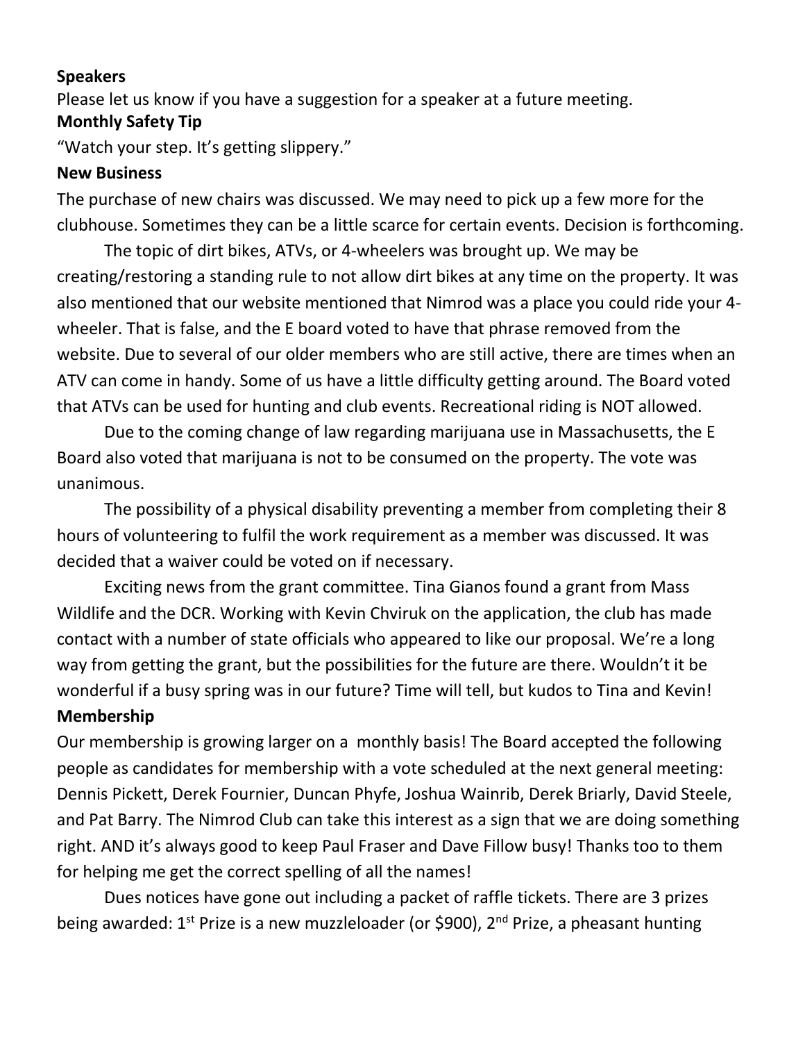**Speakers**

Please let us know if you have a suggestion for a speaker at a future meeting.

**Monthly Safety Tip**

"Watch your step. It's getting slippery."

**New Business**

The purchase of new chairs was discussed. We may need to pick up a few more for the clubhouse. Sometimes they can be a little scarce for certain events. Decision is forthcoming.

The topic of dirt bikes, ATVs, or 4-wheelers was brought up. We may be creating/restoring a standing rule to not allow dirt bikes at any time on the property. It was also mentioned that our website mentioned that Nimrod was a place you could ride your 4-wheeler. That is false, and the E board voted to have that phrase removed from the website. Due to several of our older members who are still active, there are times when an ATV can come in handy. Some of us have a little difficulty getting around. The Board voted that ATVs can be used for hunting and club events. Recreational riding is NOT allowed.

Due to the coming change of law regarding marijuana use in Massachusetts, the E Board also voted that marijuana is not to be consumed on the property. The vote was unanimous.

The possibility of a physical disability preventing a member from completing their 8 hours of volunteering to fulfil the work requirement as a member was discussed. It was decided that a waiver could be voted on if necessary.

Exciting news from the grant committee. Tina Gianos found a grant from Mass Wildlife and the DCR. Working with Kevin Chviruk on the application, the club has made contact with a number of state officials who appeared to like our proposal. We're a long way from getting the grant, but the possibilities for the future are there. Wouldn't it be wonderful if a busy spring was in our future? Time will tell, but kudos to Tina and Kevin!

**Membership**

Our membership is growing larger on a monthly basis! The Board accepted the following people as candidates for membership with a vote scheduled at the next general meeting: Dennis Pickett, Derek Fournier, Duncan Phyfe, Joshua Wainrib, Derek Briarly, David Steele, and Pat Barry. The Nimrod Club can take this interest as a sign that we are doing something right. AND it's always good to keep Paul Fraser and Dave Fillow busy! Thanks too to them for helping me get the correct spelling of all the names!

Dues notices have gone out including a packet of raffle tickets. There are 3 prizes being awarded: 1st Prize is a new muzzleloader (or $900), 2nd Prize, a pheasant hunting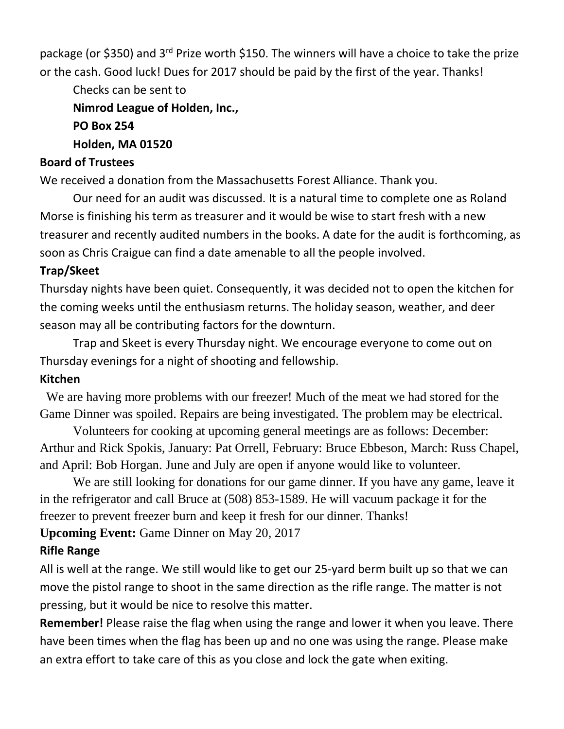package (or $350) and 3rd Prize worth $150. The winners will have a choice to take the prize or the cash. Good luck! Dues for 2017 should be paid by the first of the year. Thanks!

Checks can be sent to

**Nimrod League of Holden, Inc.,**
**PO Box 254**
**Holden, MA 01520**

**Board of Trustees**

We received a donation from the Massachusetts Forest Alliance. Thank you.

Our need for an audit was discussed. It is a natural time to complete one as Roland Morse is finishing his term as treasurer and it would be wise to start fresh with a new treasurer and recently audited numbers in the books. A date for the audit is forthcoming, as soon as Chris Craigue can find a date amenable to all the people involved.

**Trap/Skeet**

Thursday nights have been quiet. Consequently, it was decided not to open the kitchen for the coming weeks until the enthusiasm returns. The holiday season, weather, and deer season may all be contributing factors for the downturn.

Trap and Skeet is every Thursday night. We encourage everyone to come out on Thursday evenings for a night of shooting and fellowship.

**Kitchen**

We are having more problems with our freezer! Much of the meat we had stored for the Game Dinner was spoiled. Repairs are being investigated. The problem may be electrical.

Volunteers for cooking at upcoming general meetings are as follows: December: Arthur and Rick Spokis, January: Pat Orrell, February: Bruce Ebbeson, March: Russ Chapel, and April: Bob Horgan. June and July are open if anyone would like to volunteer.

We are still looking for donations for our game dinner. If you have any game, leave it in the refrigerator and call Bruce at (508) 853-1589. He will vacuum package it for the freezer to prevent freezer burn and keep it fresh for our dinner. Thanks!

**Upcoming Event:** Game Dinner on May 20, 2017

**Rifle Range**

All is well at the range. We still would like to get our 25-yard berm built up so that we can move the pistol range to shoot in the same direction as the rifle range. The matter is not pressing, but it would be nice to resolve this matter.

**Remember!** Please raise the flag when using the range and lower it when you leave. There have been times when the flag has been up and no one was using the range. Please make an extra effort to take care of this as you close and lock the gate when exiting.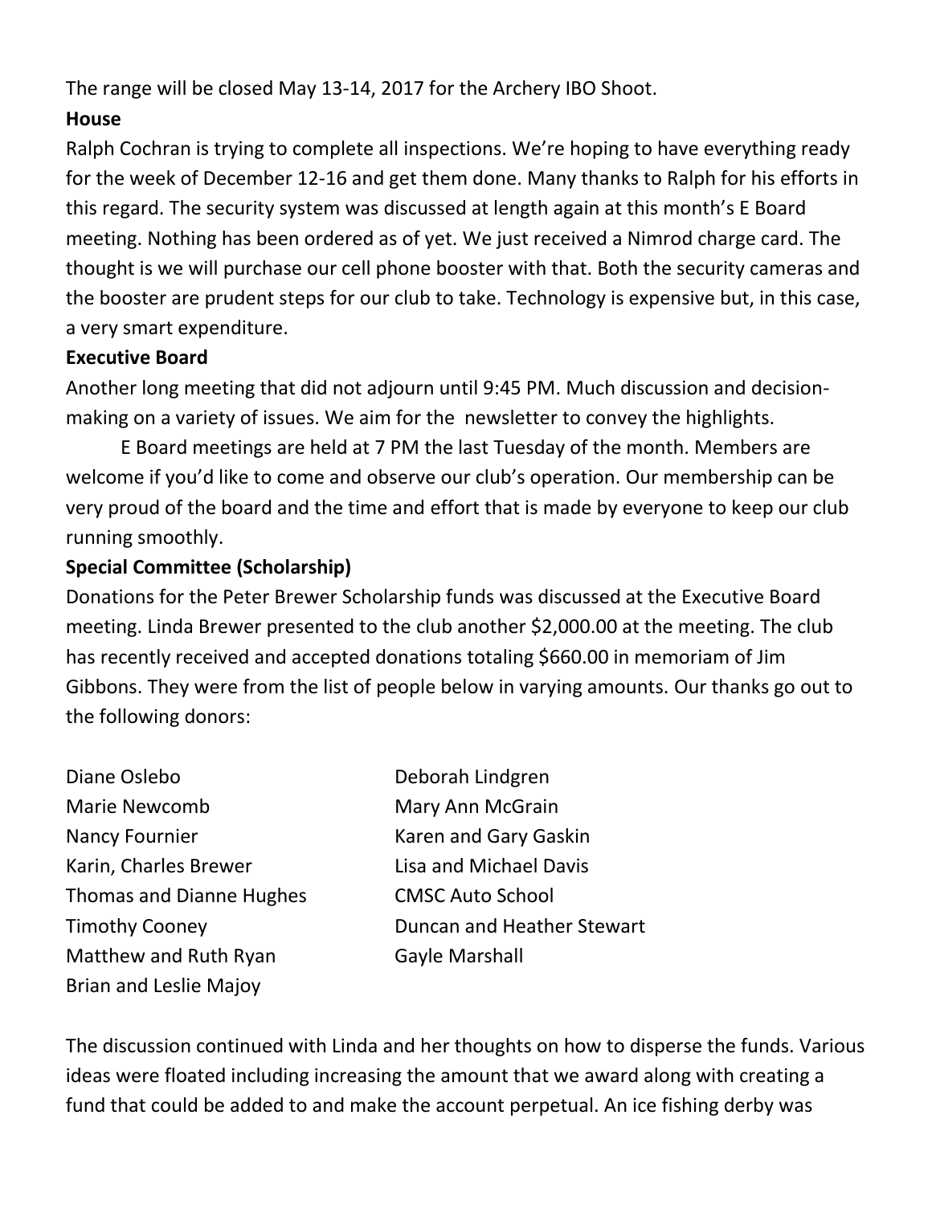The range will be closed May 13-14, 2017 for the Archery IBO Shoot.

**House**

Ralph Cochran is trying to complete all inspections. We're hoping to have everything ready for the week of December 12-16 and get them done. Many thanks to Ralph for his efforts in this regard. The security system was discussed at length again at this month's E Board meeting. Nothing has been ordered as of yet. We just received a Nimrod charge card. The thought is we will purchase our cell phone booster with that. Both the security cameras and the booster are prudent steps for our club to take. Technology is expensive but, in this case, a very smart expenditure.

**Executive Board**

Another long meeting that did not adjourn until 9:45 PM. Much discussion and decision-making on a variety of issues. We aim for the newsletter to convey the highlights.

E Board meetings are held at 7 PM the last Tuesday of the month. Members are welcome if you'd like to come and observe our club's operation. Our membership can be very proud of the board and the time and effort that is made by everyone to keep our club running smoothly.

**Special Committee (Scholarship)**

Donations for the Peter Brewer Scholarship funds was discussed at the Executive Board meeting. Linda Brewer presented to the club another $2,000.00 at the meeting. The club has recently received and accepted donations totaling $660.00 in memoriam of Jim Gibbons. They were from the list of people below in varying amounts. Our thanks go out to the following donors:

Diane Oslebo
Marie Newcomb
Nancy Fournier
Karin, Charles Brewer
Thomas and Dianne Hughes
Timothy Cooney
Matthew and Ruth Ryan
Brian and Leslie Majoy
Deborah Lindgren
Mary Ann McGrain
Karen and Gary Gaskin
Lisa and Michael Davis
CMSC Auto School
Duncan and Heather Stewart
Gayle Marshall

The discussion continued with Linda and her thoughts on how to disperse the funds. Various ideas were floated including increasing the amount that we award along with creating a fund that could be added to and make the account perpetual. An ice fishing derby was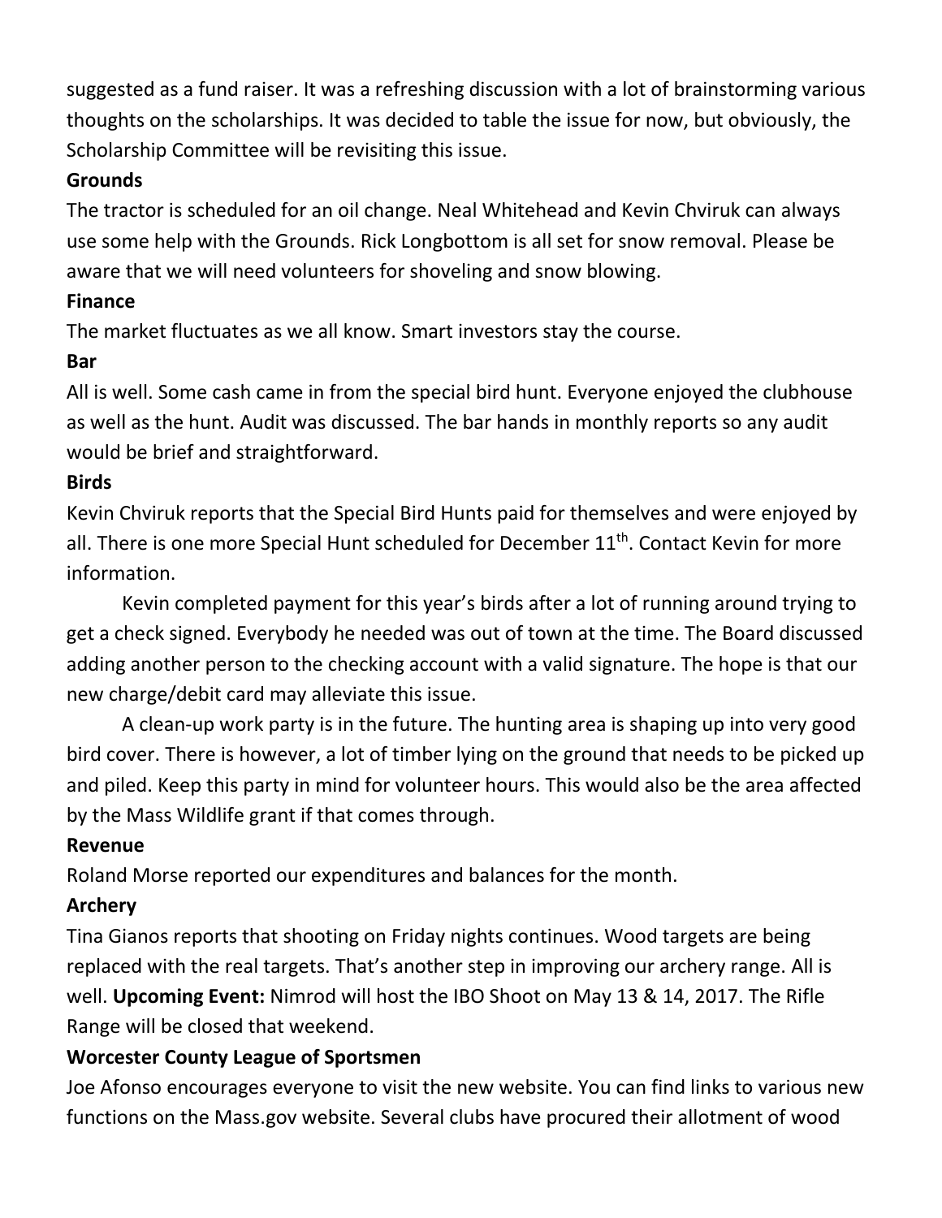suggested as a fund raiser. It was a refreshing discussion with a lot of brainstorming various thoughts on the scholarships. It was decided to table the issue for now, but obviously, the Scholarship Committee will be revisiting this issue.

**Grounds**

The tractor is scheduled for an oil change. Neal Whitehead and Kevin Chviruk can always use some help with the Grounds. Rick Longbottom is all set for snow removal. Please be aware that we will need volunteers for shoveling and snow blowing.

**Finance**

The market fluctuates as we all know. Smart investors stay the course.

**Bar**

All is well. Some cash came in from the special bird hunt. Everyone enjoyed the clubhouse as well as the hunt. Audit was discussed. The bar hands in monthly reports so any audit would be brief and straightforward.

**Birds**

Kevin Chviruk reports that the Special Bird Hunts paid for themselves and were enjoyed by all. There is one more Special Hunt scheduled for December 11th. Contact Kevin for more information.

Kevin completed payment for this year's birds after a lot of running around trying to get a check signed. Everybody he needed was out of town at the time. The Board discussed adding another person to the checking account with a valid signature. The hope is that our new charge/debit card may alleviate this issue.

A clean-up work party is in the future. The hunting area is shaping up into very good bird cover. There is however, a lot of timber lying on the ground that needs to be picked up and piled. Keep this party in mind for volunteer hours. This would also be the area affected by the Mass Wildlife grant if that comes through.

**Revenue**

Roland Morse reported our expenditures and balances for the month.

**Archery**

Tina Gianos reports that shooting on Friday nights continues. Wood targets are being replaced with the real targets. That's another step in improving our archery range. All is well. **Upcoming Event:** Nimrod will host the IBO Shoot on May 13 & 14, 2017. The Rifle Range will be closed that weekend.

**Worcester County League of Sportsmen**

Joe Afonso encourages everyone to visit the new website. You can find links to various new functions on the Mass.gov website. Several clubs have procured their allotment of wood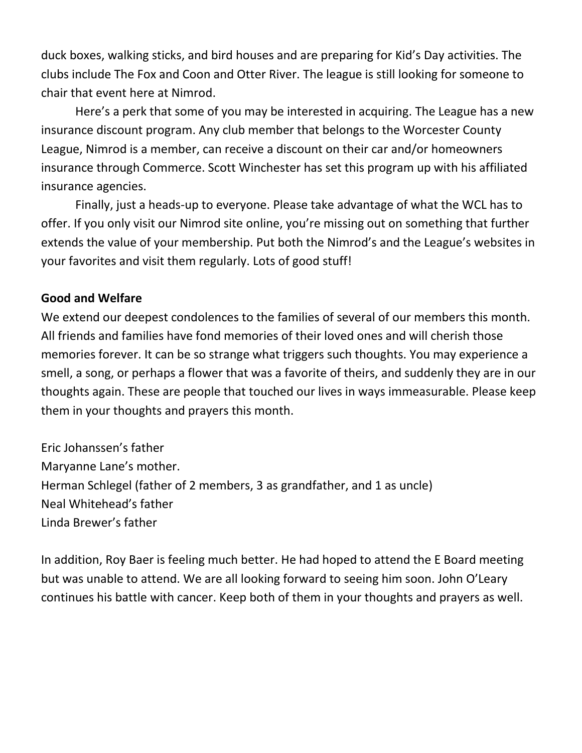duck boxes, walking sticks, and bird houses and are preparing for Kid's Day activities. The clubs include The Fox and Coon and Otter River. The league is still looking for someone to chair that event here at Nimrod.

Here's a perk that some of you may be interested in acquiring. The League has a new insurance discount program. Any club member that belongs to the Worcester County League, Nimrod is a member, can receive a discount on their car and/or homeowners insurance through Commerce. Scott Winchester has set this program up with his affiliated insurance agencies.

Finally, just a heads-up to everyone. Please take advantage of what the WCL has to offer. If you only visit our Nimrod site online, you're missing out on something that further extends the value of your membership. Put both the Nimrod's and the League's websites in your favorites and visit them regularly. Lots of good stuff!

**Good and Welfare**

We extend our deepest condolences to the families of several of our members this month. All friends and families have fond memories of their loved ones and will cherish those memories forever. It can be so strange what triggers such thoughts. You may experience a smell, a song, or perhaps a flower that was a favorite of theirs, and suddenly they are in our thoughts again. These are people that touched our lives in ways immeasurable. Please keep them in your thoughts and prayers this month.

Eric Johanssen's father  
Maryanne Lane's mother.  
Herman Schlegel (father of 2 members, 3 as grandfather, and 1 as uncle)  
Neal Whitehead's father  
Linda Brewer's father

In addition, Roy Baer is feeling much better. He had hoped to attend the E Board meeting but was unable to attend. We are all looking forward to seeing him soon. John O'Leary continues his battle with cancer. Keep both of them in your thoughts and prayers as well.